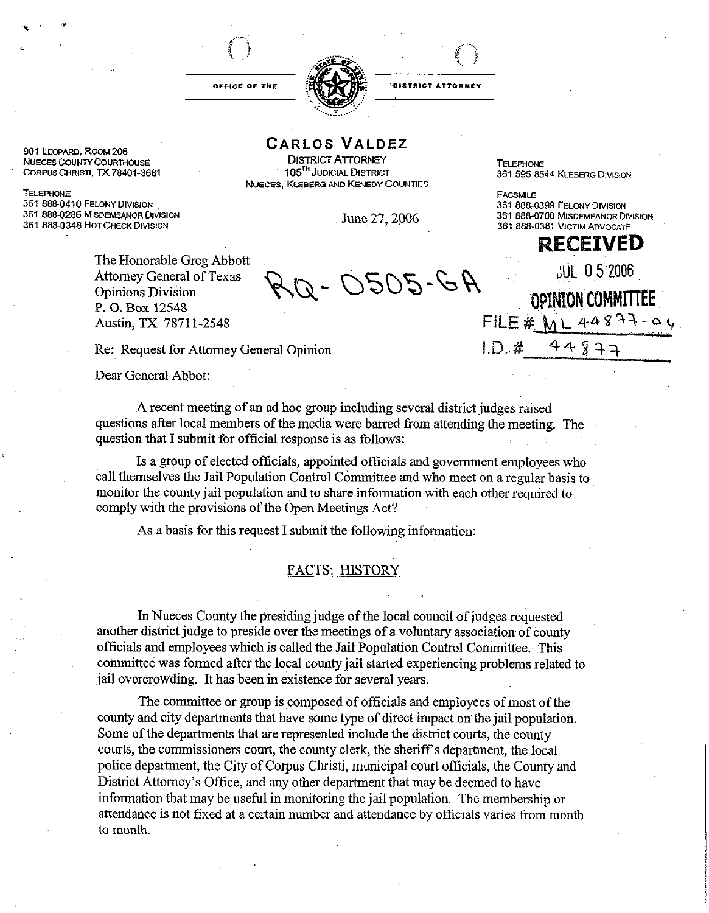OFFICE OF THE DISTRICT ATTORNEY

901 Leopard, Room 206
Nueces County Courthouse
Corpus Christi, TX 78401-3681

Telephone
361 888-0410 Felony Division
361 888-0286 Misdemeanor Division
361 888-0348 Hot Check Division

**CARLOS VALDEZ**
District Attorney
105[TH] Judicial District
Nueces, Kleberg and Kenedy Counties

Telephone
361 595-8544 Kleberg Division

Facsmile
361 888-0399 Felony Division
361 888-0700 Misdemeanor Division
361 888-0381 Victim Advocate

June 27, 2006

RQ-0505-GA

**RECEIVED**
JUL 05 2006
**OPINION COMMITTEE**
FILE # ML 44877-06
I.D. # 44877

The Honorable Greg Abbott
Attorney General of Texas
Opinions Division
P. O. Box 12548
Austin, TX 78711-2548

Re: Request for Attorney General Opinion

Dear General Abbot:

A recent meeting of an ad hoc group including several district judges raised questions after local members of the media were barred from attending the meeting. The question that I submit for official response is as follows:

Is a group of elected officials, appointed officials and government employees who call themselves the Jail Population Control Committee and who meet on a regular basis to monitor the county jail population and to share information with each other required to comply with the provisions of the Open Meetings Act?

As a basis for this request I submit the following information:

## FACTS: HISTORY

In Nueces County the presiding judge of the local council of judges requested another district judge to preside over the meetings of a voluntary association of county officials and employees which is called the Jail Population Control Committee. This committee was formed after the local county jail started experiencing problems related to jail overcrowding. It has been in existence for several years.

The committee or group is composed of officials and employees of most of the county and city departments that have some type of direct impact on the jail population. Some of the departments that are represented include the district courts, the county courts, the commissioners court, the county clerk, the sheriff's department, the local police department, the City of Corpus Christi, municipal court officials, the County and District Attorney's Office, and any other department that may be deemed to have information that may be useful in monitoring the jail population. The membership or attendance is not fixed at a certain number and attendance by officials varies from month to month.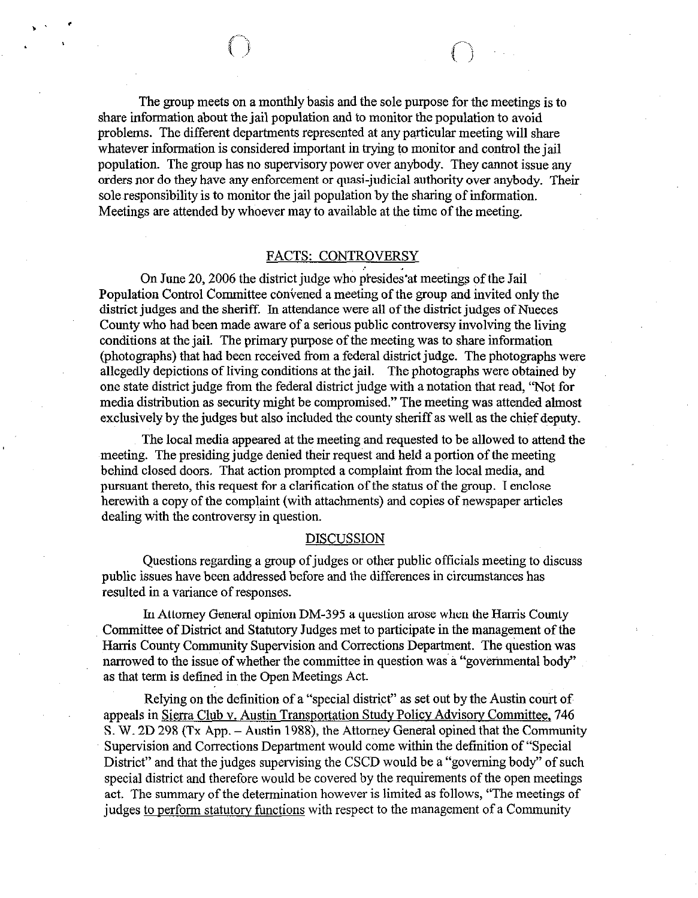The group meets on a monthly basis and the sole purpose for the meetings is to share information about the jail population and to monitor the population to avoid problems. The different departments represented at any particular meeting will share whatever information is considered important in trying to monitor and control the jail population. The group has no supervisory power over anybody. They cannot issue any orders nor do they have any enforcement or quasi-judicial authority over anybody. Their sole responsibility is to monitor the jail population by the sharing of information. Meetings are attended by whoever may to available at the time of the meeting.

## FACTS: CONTROVERSY

On June 20, 2006 the district judge who presides at meetings of the Jail Population Control Committee convened a meeting of the group and invited only the district judges and the sheriff. In attendance were all of the district judges of Nueces County who had been made aware of a serious public controversy involving the living conditions at the jail. The primary purpose of the meeting was to share information (photographs) that had been received from a federal district judge. The photographs were allegedly depictions of living conditions at the jail. The photographs were obtained by one state district judge from the federal district judge with a notation that read, "Not for media distribution as security might be compromised." The meeting was attended almost exclusively by the judges but also included the county sheriff as well as the chief deputy.

The local media appeared at the meeting and requested to be allowed to attend the meeting. The presiding judge denied their request and held a portion of the meeting behind closed doors. That action prompted a complaint from the local media, and pursuant thereto, this request for a clarification of the status of the group. I enclose herewith a copy of the complaint (with attachments) and copies of newspaper articles dealing with the controversy in question.

## DISCUSSION

Questions regarding a group of judges or other public officials meeting to discuss public issues have been addressed before and the differences in circumstances has resulted in a variance of responses.

In Attorney General opinion DM-395 a question arose when the Harris County Committee of District and Statutory Judges met to participate in the management of the Harris County Community Supervision and Corrections Department. The question was narrowed to the issue of whether the committee in question was a "governmental body" as that term is defined in the Open Meetings Act.

Relying on the definition of a "special district" as set out by the Austin court of appeals in Sierra Club v. Austin Transportation Study Policy Advisory Committee, 746 S. W. 2D 298 (Tx App. – Austin 1988), the Attorney General opined that the Community Supervision and Corrections Department would come within the definition of "Special District" and that the judges supervising the CSCD would be a "governing body" of such special district and therefore would be covered by the requirements of the open meetings act. The summary of the determination however is limited as follows, "The meetings of judges to perform statutory functions with respect to the management of a Community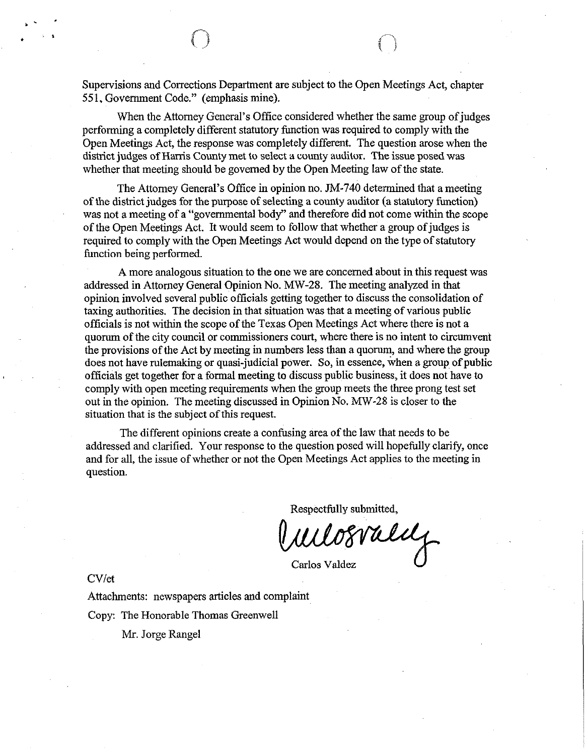Supervisions and Corrections Department are subject to the Open Meetings Act, chapter 551, Government Code." (emphasis mine).

When the Attorney General's Office considered whether the same group of judges performing a completely different statutory function was required to comply with the Open Meetings Act, the response was completely different. The question arose when the district judges of Harris County met to select a county auditor. The issue posed was whether that meeting should be governed by the Open Meeting law of the state.

The Attorney General's Office in opinion no. JM-740 determined that a meeting of the district judges for the purpose of selecting a county auditor (a statutory function) was not a meeting of a "governmental body" and therefore did not come within the scope of the Open Meetings Act. It would seem to follow that whether a group of judges is required to comply with the Open Meetings Act would depend on the type of statutory function being performed.

A more analogous situation to the one we are concerned about in this request was addressed in Attorney General Opinion No. MW-28. The meeting analyzed in that opinion involved several public officials getting together to discuss the consolidation of taxing authorities. The decision in that situation was that a meeting of various public officials is not within the scope of the Texas Open Meetings Act where there is not a quorum of the city council or commissioners court, where there is no intent to circumvent the provisions of the Act by meeting in numbers less than a quorum, and where the group does not have rulemaking or quasi-judicial power. So, in essence, when a group of public officials get together for a formal meeting to discuss public business, it does not have to comply with open meeting requirements when the group meets the three prong test set out in the opinion. The meeting discussed in Opinion No. MW-28 is closer to the situation that is the subject of this request.

The different opinions create a confusing area of the law that needs to be addressed and clarified. Your response to the question posed will hopefully clarify, once and for all, the issue of whether or not the Open Meetings Act applies to the meeting in question.

Respectfully submitted,

Carlos Valdez

CV/et

Attachments: newspapers articles and complaint

Copy: The Honorable Thomas Greenwell

Mr. Jorge Rangel